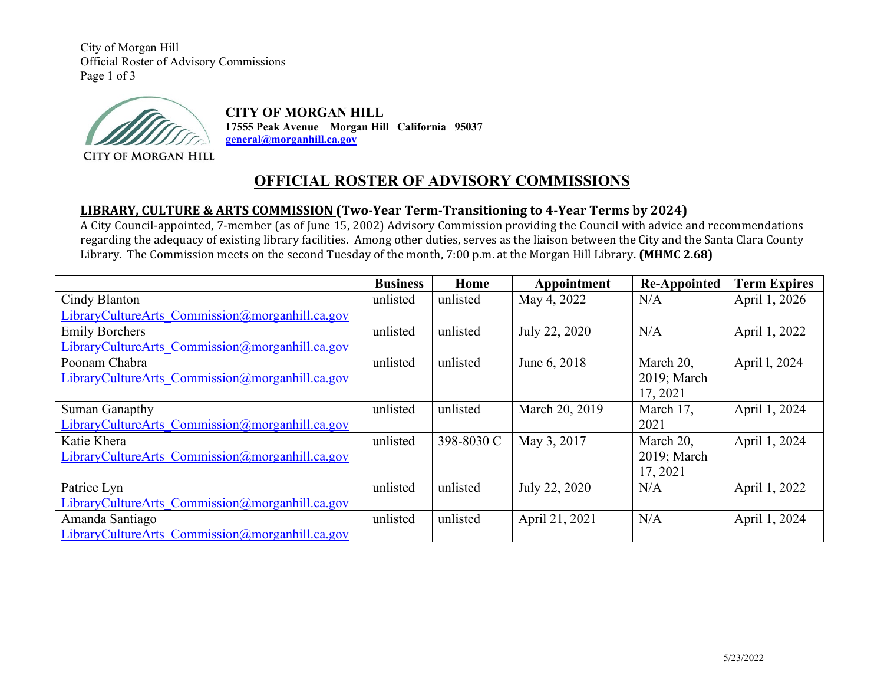**CITY OF MORGAN HILL**
**17555 Peak Avenue Morgan Hill California 95037**
**general@morganhill.ca.gov**

# OFFICIAL ROSTER OF ADVISORY COMMISSIONS

## LIBRARY, CULTURE & ARTS COMMISSION (Two-Year Term-Transitioning to 4-Year Terms by 2024)

A City Council-appointed, 7-member (as of June 15, 2002) Advisory Commission providing the Council with advice and recommendations regarding the adequacy of existing library facilities. Among other duties, serves as the liaison between the City and the Santa Clara County Library. The Commission meets on the second Tuesday of the month, 7:00 p.m. at the Morgan Hill Library. **(MHMC 2.68)**

| | Business | Home | Appointment | Re-Appointed | Term Expires |
|---|---|---|---|---|---|
| Cindy Blanton<br>LibraryCultureArts_Commission@morganhill.ca.gov | unlisted | unlisted | May 4, 2022 | N/A | April 1, 2026 |
| Emily Borchers<br>LibraryCultureArts_Commission@morganhill.ca.gov | unlisted | unlisted | July 22, 2020 | N/A | April 1, 2022 |
| Poonam Chabra<br>LibraryCultureArts_Commission@morganhill.ca.gov | unlisted | unlisted | June 6, 2018 | March 20, 2019; March 17, 2021 | April l, 2024 |
| Suman Ganapthy<br>LibraryCultureArts_Commission@morganhill.ca.gov | unlisted | unlisted | March 20, 2019 | March 17, 2021 | April 1, 2024 |
| Katie Khera<br>LibraryCultureArts_Commission@morganhill.ca.gov | unlisted | 398-8030 C | May 3, 2017 | March 20, 2019; March 17, 2021 | April 1, 2024 |
| Patrice Lyn<br>LibraryCultureArts_Commission@morganhill.ca.gov | unlisted | unlisted | July 22, 2020 | N/A | April 1, 2022 |
| Amanda Santiago<br>LibraryCultureArts_Commission@morganhill.ca.gov | unlisted | unlisted | April 21, 2021 | N/A | April 1, 2024 |

5/23/2022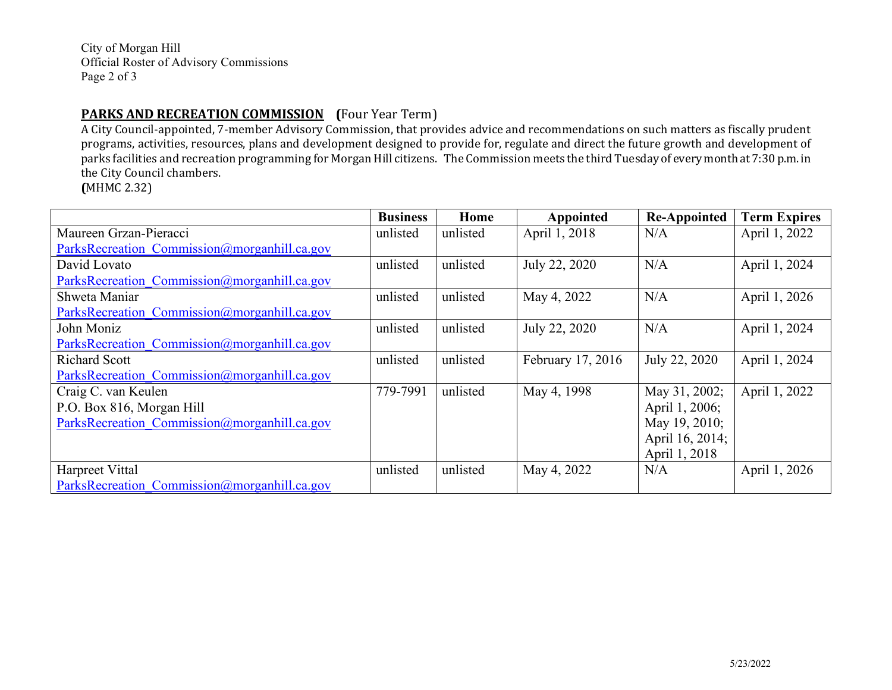## PARKS AND RECREATION COMMISSION (Four Year Term)

A City Council-appointed, 7-member Advisory Commission, that provides advice and recommendations on such matters as fiscally prudent programs, activities, resources, plans and development designed to provide for, regulate and direct the future growth and development of parks facilities and recreation programming for Morgan Hill citizens. The Commission meets the third Tuesday of every month at 7:30 p.m. in the City Council chambers.
(MHMC 2.32)

| | Business | Home | Appointed | Re-Appointed | Term Expires |
|---|---|---|---|---|---|
| Maureen Grzan-Pieracci<br>ParksRecreation_Commission@morganhill.ca.gov | unlisted | unlisted | April 1, 2018 | N/A | April 1, 2022 |
| David Lovato<br>ParksRecreation_Commission@morganhill.ca.gov | unlisted | unlisted | July 22, 2020 | N/A | April 1, 2024 |
| Shweta Maniar<br>ParksRecreation_Commission@morganhill.ca.gov | unlisted | unlisted | May 4, 2022 | N/A | April 1, 2026 |
| John Moniz<br>ParksRecreation_Commission@morganhill.ca.gov | unlisted | unlisted | July 22, 2020 | N/A | April 1, 2024 |
| Richard Scott<br>ParksRecreation_Commission@morganhill.ca.gov | unlisted | unlisted | February 17, 2016 | July 22, 2020 | April 1, 2024 |
| Craig C. van Keulen<br>P.O. Box 816, Morgan Hill<br>ParksRecreation_Commission@morganhill.ca.gov | 779-7991 | unlisted | May 4, 1998 | May 31, 2002;<br>April 1, 2006;<br>May 19, 2010;<br>April 16, 2014;<br>April 1, 2018 | April 1, 2022 |
| Harpreet Vittal<br>ParksRecreation_Commission@morganhill.ca.gov | unlisted | unlisted | May 4, 2022 | N/A | April 1, 2026 |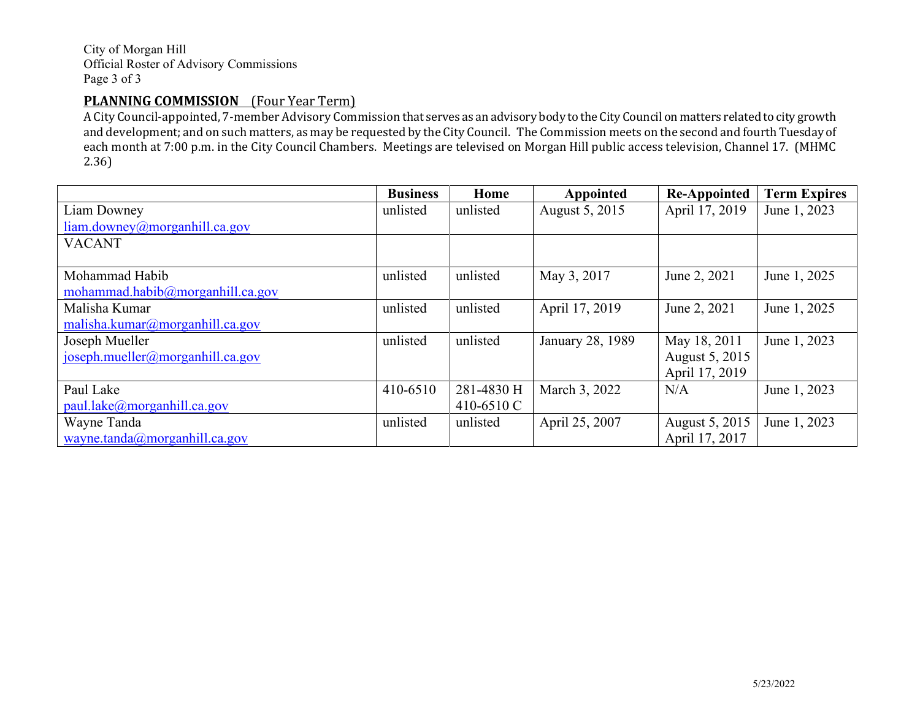City of Morgan Hill
Official Roster of Advisory Commissions

## **PLANNING COMMISSION** (Four Year Term)

A City Council-appointed, 7-member Advisory Commission that serves as an advisory body to the City Council on matters related to city growth and development; and on such matters, as may be requested by the City Council. The Commission meets on the second and fourth Tuesday of each month at 7:00 p.m. in the City Council Chambers. Meetings are televised on Morgan Hill public access television, Channel 17. (MHMC 2.36)

| | Business | Home | Appointed | Re-Appointed | Term Expires |
|---|---|---|---|---|---|
| Liam Downey<br>liam.downey@morganhill.ca.gov | unlisted | unlisted | August 5, 2015 | April 17, 2019 | June 1, 2023 |
| VACANT | | | | | |
| Mohammad Habib<br>mohammad.habib@morganhill.ca.gov | unlisted | unlisted | May 3, 2017 | June 2, 2021 | June 1, 2025 |
| Malisha Kumar<br>malisha.kumar@morganhill.ca.gov | unlisted | unlisted | April 17, 2019 | June 2, 2021 | June 1, 2025 |
| Joseph Mueller<br>joseph.mueller@morganhill.ca.gov | unlisted | unlisted | January 28, 1989 | May 18, 2011<br>August 5, 2015<br>April 17, 2019 | June 1, 2023 |
| Paul Lake<br>paul.lake@morganhill.ca.gov | 410-6510 | 281-4830 H<br>410-6510 C | March 3, 2022 | N/A | June 1, 2023 |
| Wayne Tanda<br>wayne.tanda@morganhill.ca.gov | unlisted | unlisted | April 25, 2007 | August 5, 2015<br>April 17, 2017 | June 1, 2023 |

5/23/2022